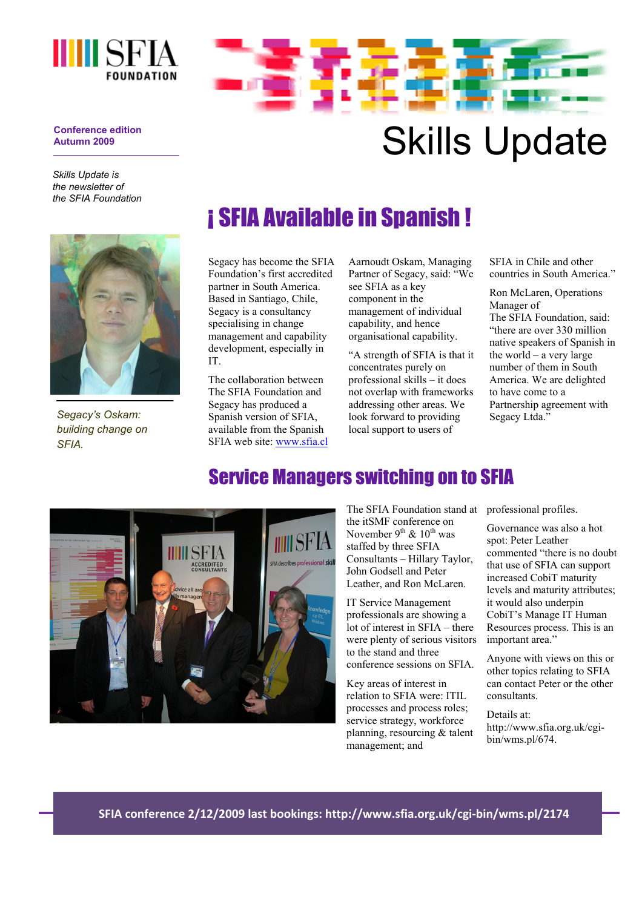# Skills Update

**Conference edition**
**Autumn 2009**

*Skills Update is the newsletter of the SFIA Foundation*

## ¡ SFIA Available in Spanish !

*Segacy's Oskam: building change on SFIA.*

Segacy has become the SFIA Foundation's first accredited partner in South America. Based in Santiago, Chile, Segacy is a consultancy specialising in change management and capability development, especially in IT.

The collaboration between The SFIA Foundation and Segacy has produced a Spanish version of SFIA, available from the Spanish SFIA web site: www.sfia.cl

Aarnoudt Oskam, Managing Partner of Segacy, said: "We see SFIA as a key component in the management of individual capability, and hence organisational capability.

"A strength of SFIA is that it concentrates purely on professional skills – it does not overlap with frameworks addressing other areas. We look forward to providing local support to users of SFIA in Chile and other countries in South America."

Ron McLaren, Operations Manager of The SFIA Foundation, said: "there are over 330 million native speakers of Spanish in the world – a very large number of them in South America. We are delighted to have come to a Partnership agreement with Segacy Ltda."

## Service Managers switching on to SFIA

The SFIA Foundation stand at the itSMF conference on November 9th & 10th was staffed by three SFIA Consultants – Hillary Taylor, John Godsell and Peter Leather, and Ron McLaren.

IT Service Management professionals are showing a lot of interest in SFIA – there were plenty of serious visitors to the stand and three conference sessions on SFIA.

Key areas of interest in relation to SFIA were: ITIL processes and process roles; service strategy, workforce planning, resourcing & talent management; and professional profiles.

Governance was also a hot spot: Peter Leather commented "there is no doubt that use of SFIA can support increased CobiT maturity levels and maturity attributes; it would also underpin CobiT's Manage IT Human Resources process. This is an important area."

Anyone with views on this or other topics relating to SFIA can contact Peter or the other consultants.

Details at: http://www.sfia.org.uk/cgi-bin/wms.pl/674.

**SFIA conference 2/12/2009 last bookings: http://www.sfia.org.uk/cgi-bin/wms.pl/2174**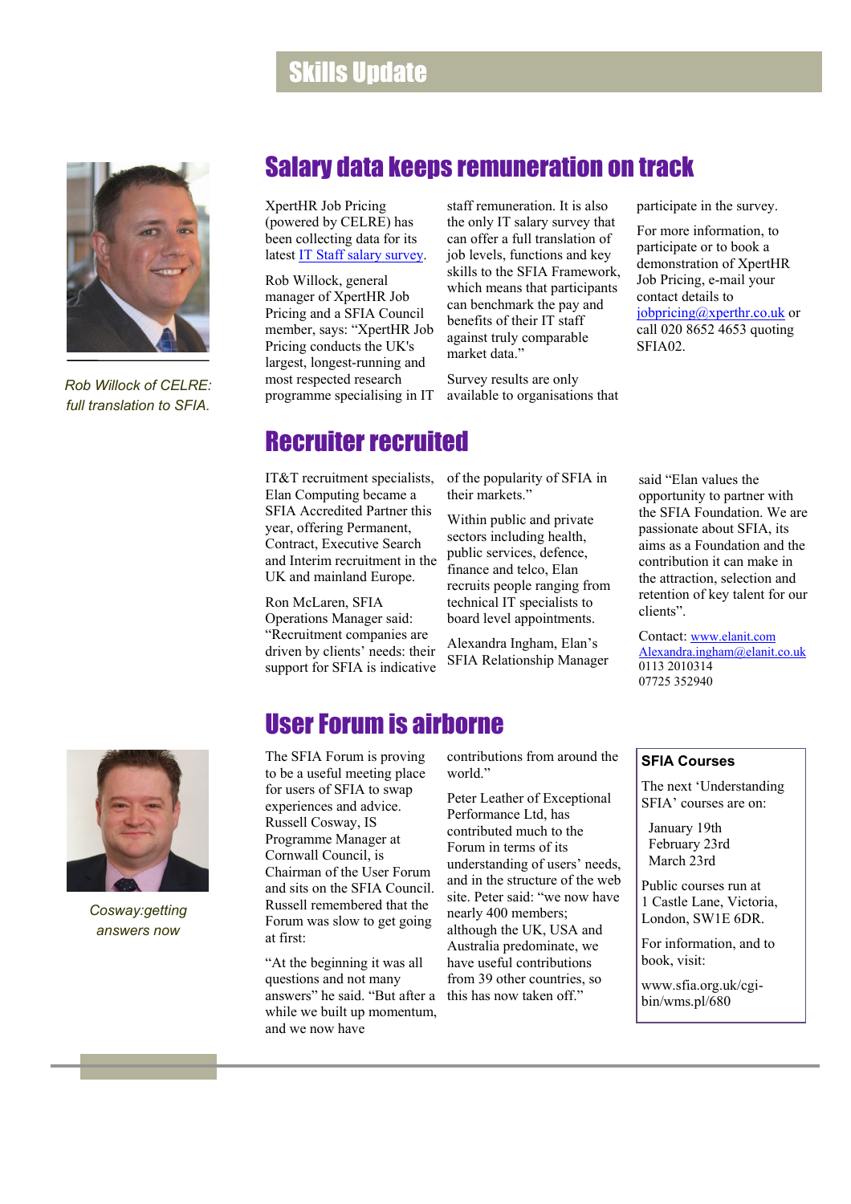# Skills Update

## Salary data keeps remuneration on track

*Rob Willock of CELRE: full translation to SFIA.*

XpertHR Job Pricing (powered by CELRE) has been collecting data for its latest IT Staff salary survey.

Rob Willock, general manager of XpertHR Job Pricing and a SFIA Council member, says: "XpertHR Job Pricing conducts the UK's largest, longest-running and most respected research programme specialising in IT staff remuneration. It is also the only IT salary survey that can offer a full translation of job levels, functions and key skills to the SFIA Framework, which means that participants can benchmark the pay and benefits of their IT staff against truly comparable market data."

Survey results are only available to organisations that participate in the survey.

For more information, to participate or to book a demonstration of XpertHR Job Pricing, e-mail your contact details to jobpricing@xperthr.co.uk or call 020 8652 4653 quoting SFIA02.

## Recruiter recruited

IT&T recruitment specialists, Elan Computing became a SFIA Accredited Partner this year, offering Permanent, Contract, Executive Search and Interim recruitment in the UK and mainland Europe.

Ron McLaren, SFIA Operations Manager said: "Recruitment companies are driven by clients' needs: their support for SFIA is indicative of the popularity of SFIA in their markets."

Within public and private sectors including health, public services, defence, finance and telco, Elan recruits people ranging from technical IT specialists to board level appointments.

Alexandra Ingham, Elan's SFIA Relationship Manager said "Elan values the opportunity to partner with the SFIA Foundation. We are passionate about SFIA, its aims as a Foundation and the contribution it can make in the attraction, selection and retention of key talent for our clients".

Contact: www.elanit.com
Alexandra.ingham@elanit.co.uk
0113 2010314
07725 352940

## User Forum is airborne

*Cosway:getting answers now*

The SFIA Forum is proving to be a useful meeting place for users of SFIA to swap experiences and advice. Russell Cosway, IS Programme Manager at Cornwall Council, is Chairman of the User Forum and sits on the SFIA Council. Russell remembered that the Forum was slow to get going at first:

"At the beginning it was all questions and not many answers" he said. "But after a while we built up momentum, and we now have contributions from around the world."

Peter Leather of Exceptional Performance Ltd, has contributed much to the Forum in terms of its understanding of users' needs, and in the structure of the web site. Peter said: "we now have nearly 400 members; although the UK, USA and Australia predominate, we have useful contributions from 39 other countries, so this has now taken off."

### SFIA Courses

The next 'Understanding SFIA' courses are on:

- January 19th
- February 23rd
- March 23rd

Public courses run at 1 Castle Lane, Victoria, London, SW1E 6DR.

For information, and to book, visit:

www.sfia.org.uk/cgi-bin/wms.pl/680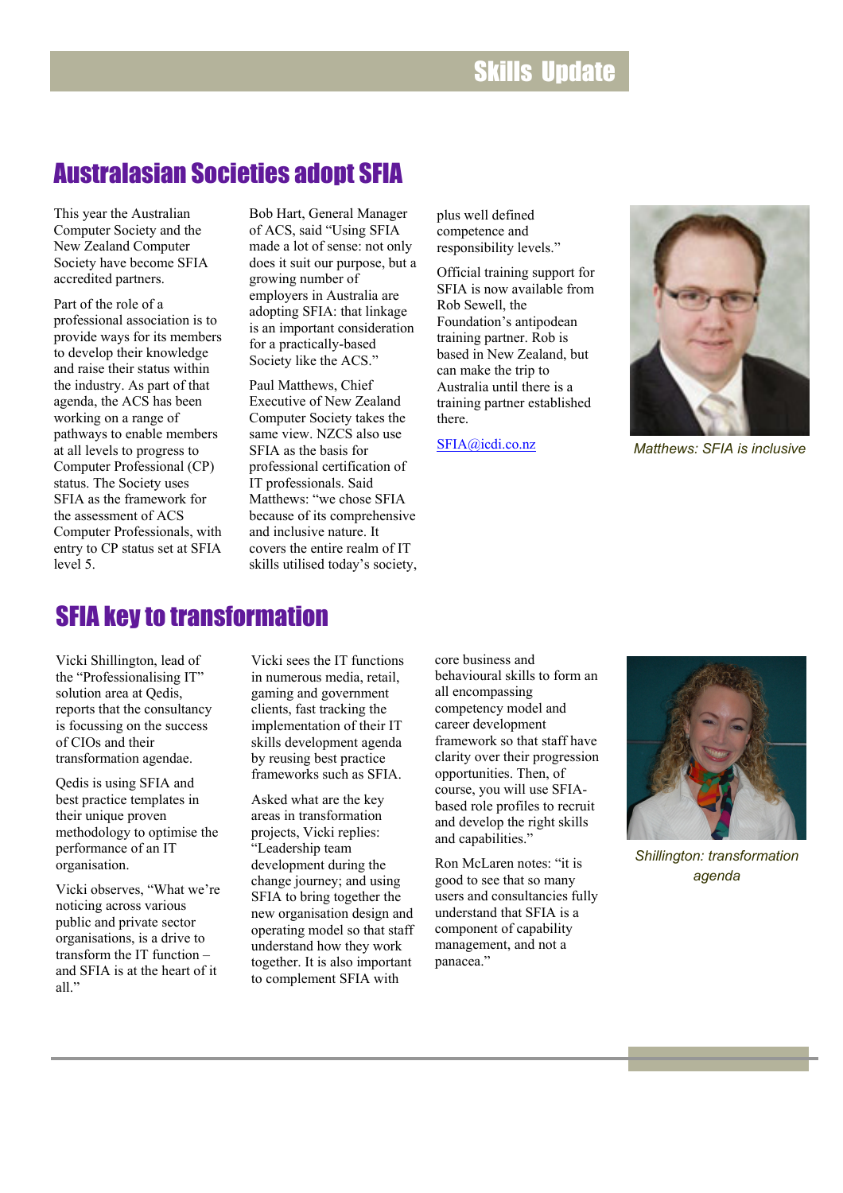# Australasian Societies adopt SFIA

This year the Australian Computer Society and the New Zealand Computer Society have become SFIA accredited partners.

Part of the role of a professional association is to provide ways for its members to develop their knowledge and raise their status within the industry. As part of that agenda, the ACS has been working on a range of pathways to enable members at all levels to progress to Computer Professional (CP) status. The Society uses SFIA as the framework for the assessment of ACS Computer Professionals, with entry to CP status set at SFIA level 5.

Bob Hart, General Manager of ACS, said "Using SFIA made a lot of sense: not only does it suit our purpose, but a growing number of employers in Australia are adopting SFIA: that linkage is an important consideration for a practically-based Society like the ACS."

Paul Matthews, Chief Executive of New Zealand Computer Society takes the same view. NZCS also use SFIA as the basis for professional certification of IT professionals. Said Matthews: "we chose SFIA because of its comprehensive and inclusive nature. It covers the entire realm of IT skills utilised today's society, plus well defined competence and responsibility levels."

Official training support for SFIA is now available from Rob Sewell, the Foundation's antipodean training partner. Rob is based in New Zealand, but can make the trip to Australia until there is a training partner established there.

[SFIA@icdi.co.nz](mailto:SFIA@icdi.co.nz)

*Matthews: SFIA is inclusive*

# SFIA key to transformation

Vicki Shillington, lead of the "Professionalising IT" solution area at Qedis, reports that the consultancy is focussing on the success of CIOs and their transformation agendae.

Qedis is using SFIA and best practice templates in their unique proven methodology to optimise the performance of an IT organisation.

Vicki observes, "What we're noticing across various public and private sector organisations, is a drive to transform the IT function – and SFIA is at the heart of it all."

Vicki sees the IT functions in numerous media, retail, gaming and government clients, fast tracking the implementation of their IT skills development agenda by reusing best practice frameworks such as SFIA.

Asked what are the key areas in transformation projects, Vicki replies: "Leadership team development during the change journey; and using SFIA to bring together the new organisation design and operating model so that staff understand how they work together. It is also important to complement SFIA with core business and behavioural skills to form an all encompassing competency model and career development framework so that staff have clarity over their progression opportunities. Then, of course, you will use SFIA-based role profiles to recruit and develop the right skills and capabilities."

Ron McLaren notes: "it is good to see that so many users and consultancies fully understand that SFIA is a component of capability management, and not a panacea."

*Shillington: transformation agenda*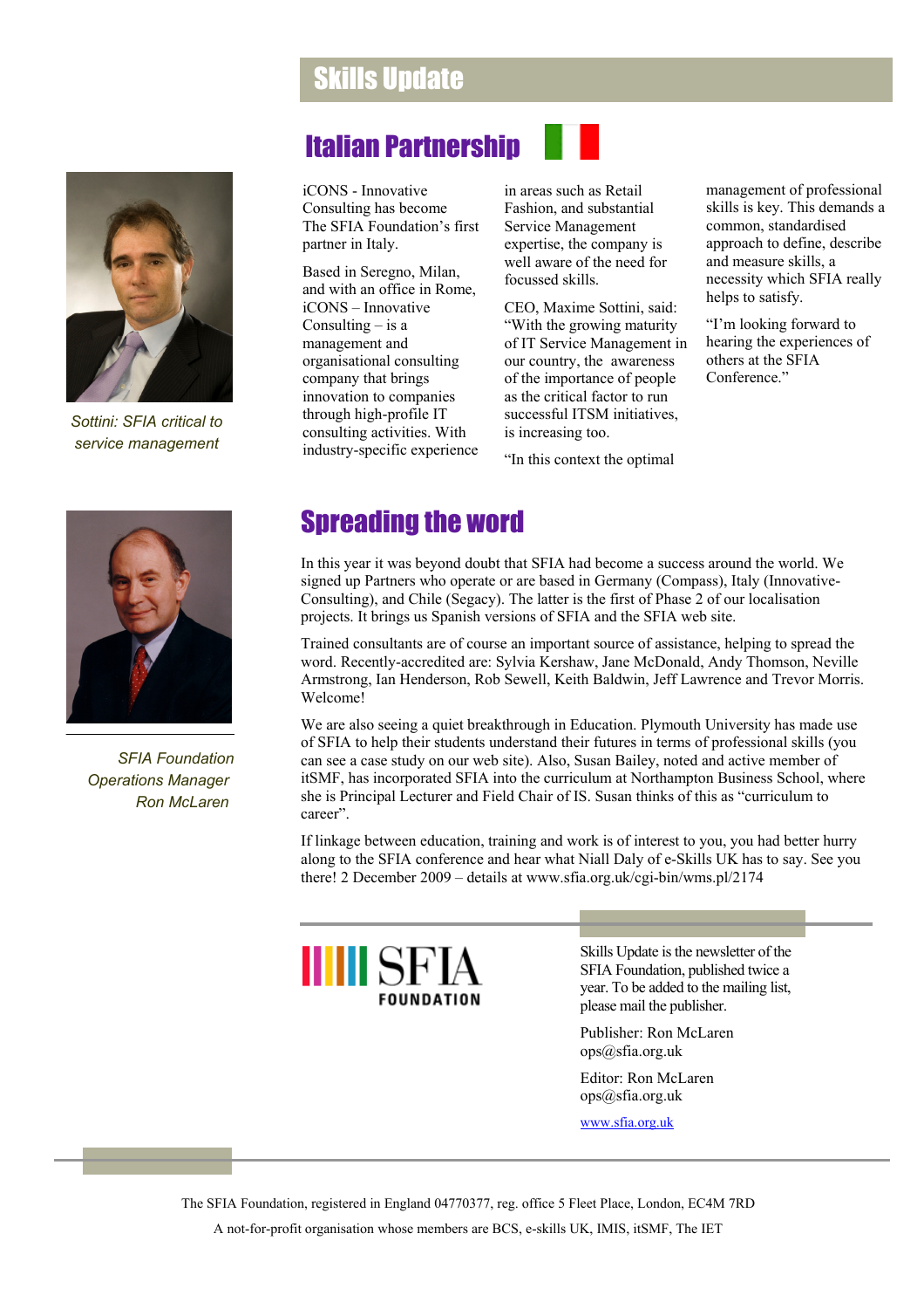# Skills Update

## Italian Partnership

*Sottini: SFIA critical to service management*

iCONS - Innovative Consulting has become The SFIA Foundation's first partner in Italy.

Based in Seregno, Milan, and with an office in Rome, iCONS – Innovative Consulting – is a management and organisational consulting company that brings innovation to companies through high-profile IT consulting activities. With industry-specific experience in areas such as Retail Fashion, and substantial Service Management expertise, the company is well aware of the need for focussed skills.

CEO, Maxime Sottini, said: "With the growing maturity of IT Service Management in our country, the awareness of the importance of people as the critical factor to run successful ITSM initiatives, is increasing too.

"In this context the optimal management of professional skills is key. This demands a common, standardised approach to define, describe and measure skills, a necessity which SFIA really helps to satisfy.

"I'm looking forward to hearing the experiences of others at the SFIA Conference."

## Spreading the word

*SFIA Foundation Operations Manager Ron McLaren*

In this year it was beyond doubt that SFIA had become a success around the world. We signed up Partners who operate or are based in Germany (Compass), Italy (Innovative-Consulting), and Chile (Segacy). The latter is the first of Phase 2 of our localisation projects. It brings us Spanish versions of SFIA and the SFIA web site.

Trained consultants are of course an important source of assistance, helping to spread the word. Recently-accredited are: Sylvia Kershaw, Jane McDonald, Andy Thomson, Neville Armstrong, Ian Henderson, Rob Sewell, Keith Baldwin, Jeff Lawrence and Trevor Morris. Welcome!

We are also seeing a quiet breakthrough in Education. Plymouth University has made use of SFIA to help their students understand their futures in terms of professional skills (you can see a case study on our web site). Also, Susan Bailey, noted and active member of itSMF, has incorporated SFIA into the curriculum at Northampton Business School, where she is Principal Lecturer and Field Chair of IS. Susan thinks of this as "curriculum to career".

If linkage between education, training and work is of interest to you, you had better hurry along to the SFIA conference and hear what Niall Daly of e-Skills UK has to say. See you there! 2 December 2009 – details at www.sfia.org.uk/cgi-bin/wms.pl/2174

SFIA FOUNDATION

Skills Update is the newsletter of the SFIA Foundation, published twice a year. To be added to the mailing list, please mail the publisher.

Publisher: Ron McLaren
ops@sfia.org.uk

Editor: Ron McLaren
ops@sfia.org.uk

www.sfia.org.uk

The SFIA Foundation, registered in England 04770377, reg. office 5 Fleet Place, London, EC4M 7RD

A not-for-profit organisation whose members are BCS, e-skills UK, IMIS, itSMF, The IET